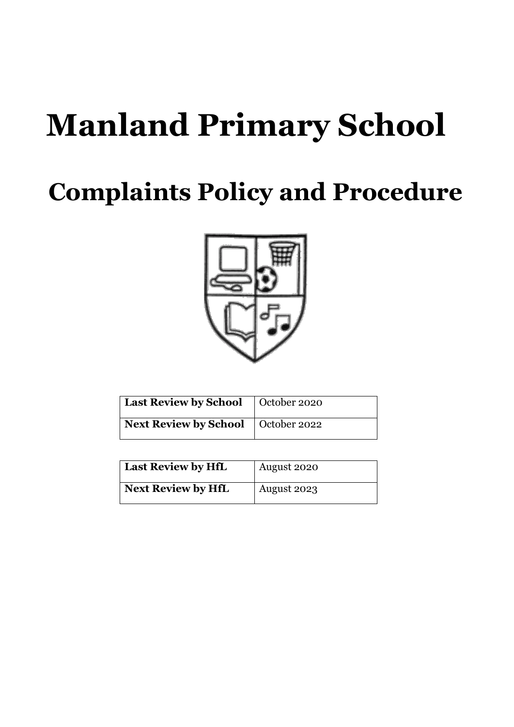# Manland Primary School

## Complaints Policy and Procedure

| Last Review by School | October 2020 |
| --- | --- |
| Next Review by School | October 2022 |

| Last Review by HfL | August 2020 |
| --- | --- |
| Next Review by HfL | August 2023 |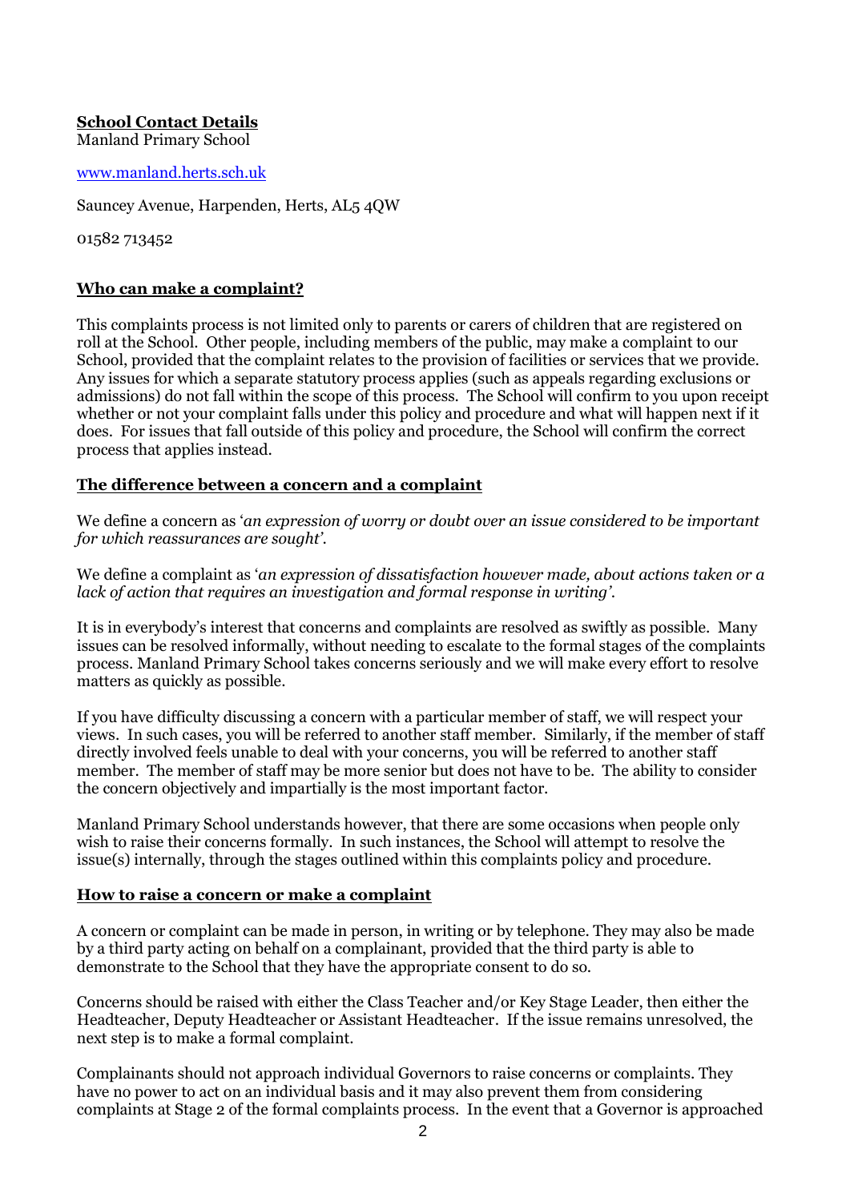**School Contact Details**
Manland Primary School

www.manland.herts.sch.uk

Sauncey Avenue, Harpenden, Herts, AL5 4QW

01582 713452

## Who can make a complaint?

This complaints process is not limited only to parents or carers of children that are registered on roll at the School. Other people, including members of the public, may make a complaint to our School, provided that the complaint relates to the provision of facilities or services that we provide. Any issues for which a separate statutory process applies (such as appeals regarding exclusions or admissions) do not fall within the scope of this process. The School will confirm to you upon receipt whether or not your complaint falls under this policy and procedure and what will happen next if it does. For issues that fall outside of this policy and procedure, the School will confirm the correct process that applies instead.

## The difference between a concern and a complaint

We define a concern as '*an expression of worry or doubt over an issue considered to be important for which reassurances are sought*'.

We define a complaint as '*an expression of dissatisfaction however made, about actions taken or a lack of action that requires an investigation and formal response in writing*'.

It is in everybody's interest that concerns and complaints are resolved as swiftly as possible. Many issues can be resolved informally, without needing to escalate to the formal stages of the complaints process. Manland Primary School takes concerns seriously and we will make every effort to resolve matters as quickly as possible.

If you have difficulty discussing a concern with a particular member of staff, we will respect your views. In such cases, you will be referred to another staff member. Similarly, if the member of staff directly involved feels unable to deal with your concerns, you will be referred to another staff member. The member of staff may be more senior but does not have to be. The ability to consider the concern objectively and impartially is the most important factor.

Manland Primary School understands however, that there are some occasions when people only wish to raise their concerns formally. In such instances, the School will attempt to resolve the issue(s) internally, through the stages outlined within this complaints policy and procedure.

## How to raise a concern or make a complaint

A concern or complaint can be made in person, in writing or by telephone. They may also be made by a third party acting on behalf on a complainant, provided that the third party is able to demonstrate to the School that they have the appropriate consent to do so.

Concerns should be raised with either the Class Teacher and/or Key Stage Leader, then either the Headteacher, Deputy Headteacher or Assistant Headteacher. If the issue remains unresolved, the next step is to make a formal complaint.

Complainants should not approach individual Governors to raise concerns or complaints. They have no power to act on an individual basis and it may also prevent them from considering complaints at Stage 2 of the formal complaints process. In the event that a Governor is approached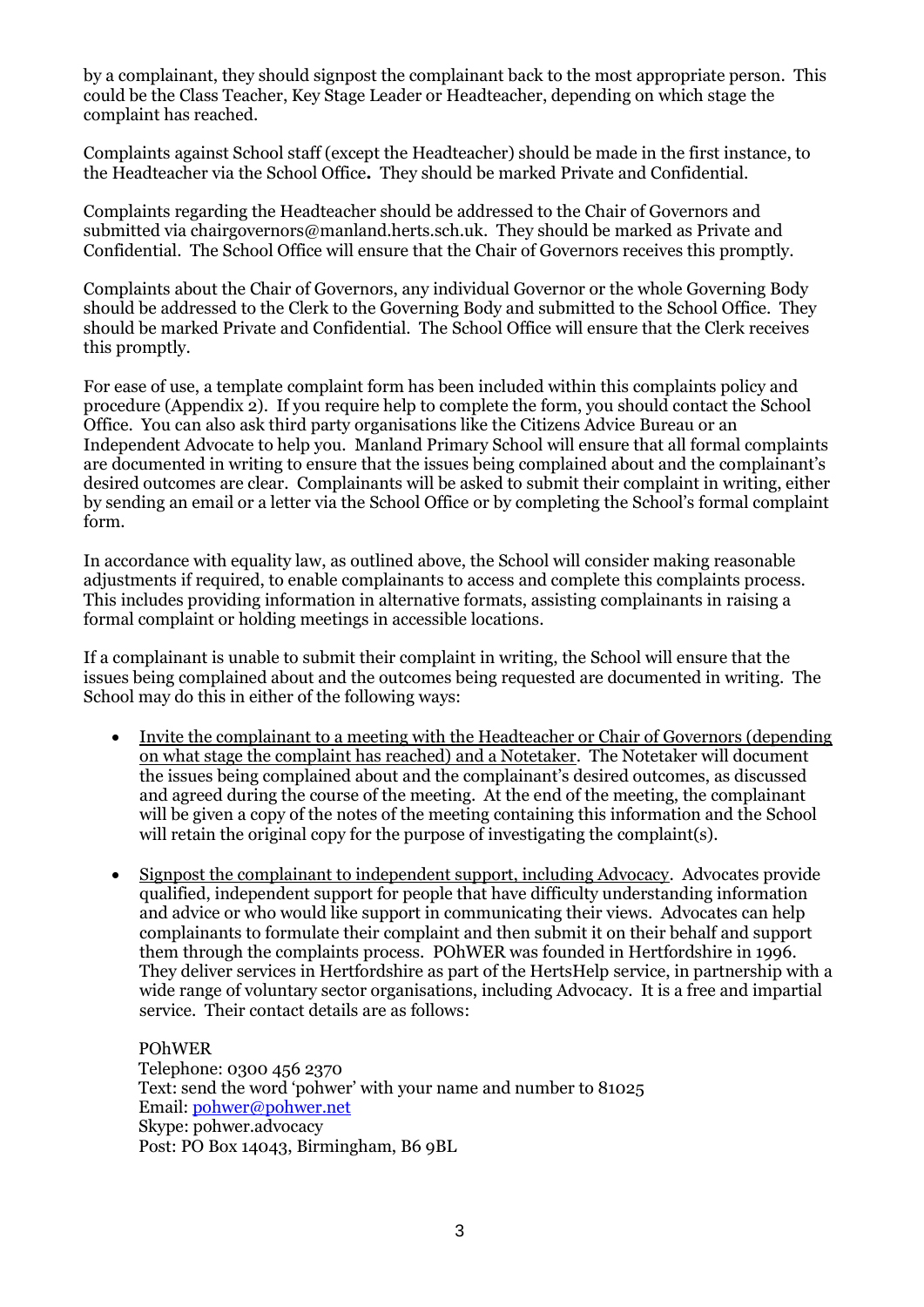by a complainant, they should signpost the complainant back to the most appropriate person. This could be the Class Teacher, Key Stage Leader or Headteacher, depending on which stage the complaint has reached.

Complaints against School staff (except the Headteacher) should be made in the first instance, to the Headteacher via the School Office**.** They should be marked Private and Confidential.

Complaints regarding the Headteacher should be addressed to the Chair of Governors and submitted via chairgovernors@manland.herts.sch.uk. They should be marked as Private and Confidential. The School Office will ensure that the Chair of Governors receives this promptly.

Complaints about the Chair of Governors, any individual Governor or the whole Governing Body should be addressed to the Clerk to the Governing Body and submitted to the School Office. They should be marked Private and Confidential. The School Office will ensure that the Clerk receives this promptly.

For ease of use, a template complaint form has been included within this complaints policy and procedure (Appendix 2). If you require help to complete the form, you should contact the School Office. You can also ask third party organisations like the Citizens Advice Bureau or an Independent Advocate to help you. Manland Primary School will ensure that all formal complaints are documented in writing to ensure that the issues being complained about and the complainant's desired outcomes are clear. Complainants will be asked to submit their complaint in writing, either by sending an email or a letter via the School Office or by completing the School's formal complaint form.

In accordance with equality law, as outlined above, the School will consider making reasonable adjustments if required, to enable complainants to access and complete this complaints process. This includes providing information in alternative formats, assisting complainants in raising a formal complaint or holding meetings in accessible locations.

If a complainant is unable to submit their complaint in writing, the School will ensure that the issues being complained about and the outcomes being requested are documented in writing. The School may do this in either of the following ways:

- <u>Invite the complainant to a meeting with the Headteacher or Chair of Governors (depending on what stage the complaint has reached) and a Notetaker</u>. The Notetaker will document the issues being complained about and the complainant's desired outcomes, as discussed and agreed during the course of the meeting. At the end of the meeting, the complainant will be given a copy of the notes of the meeting containing this information and the School will retain the original copy for the purpose of investigating the complaint(s).

- <u>Signpost the complainant to independent support, including Advocacy</u>. Advocates provide qualified, independent support for people that have difficulty understanding information and advice or who would like support in communicating their views. Advocates can help complainants to formulate their complaint and then submit it on their behalf and support them through the complaints process. POhWER was founded in Hertfordshire in 1996. They deliver services in Hertfordshire as part of the HertsHelp service, in partnership with a wide range of voluntary sector organisations, including Advocacy. It is a free and impartial service. Their contact details are as follows:

  POhWER
  Telephone: 0300 456 2370
  Text: send the word 'pohwer' with your name and number to 81025
  Email: pohwer@pohwer.net
  Skype: pohwer.advocacy
  Post: PO Box 14043, Birmingham, B6 9BL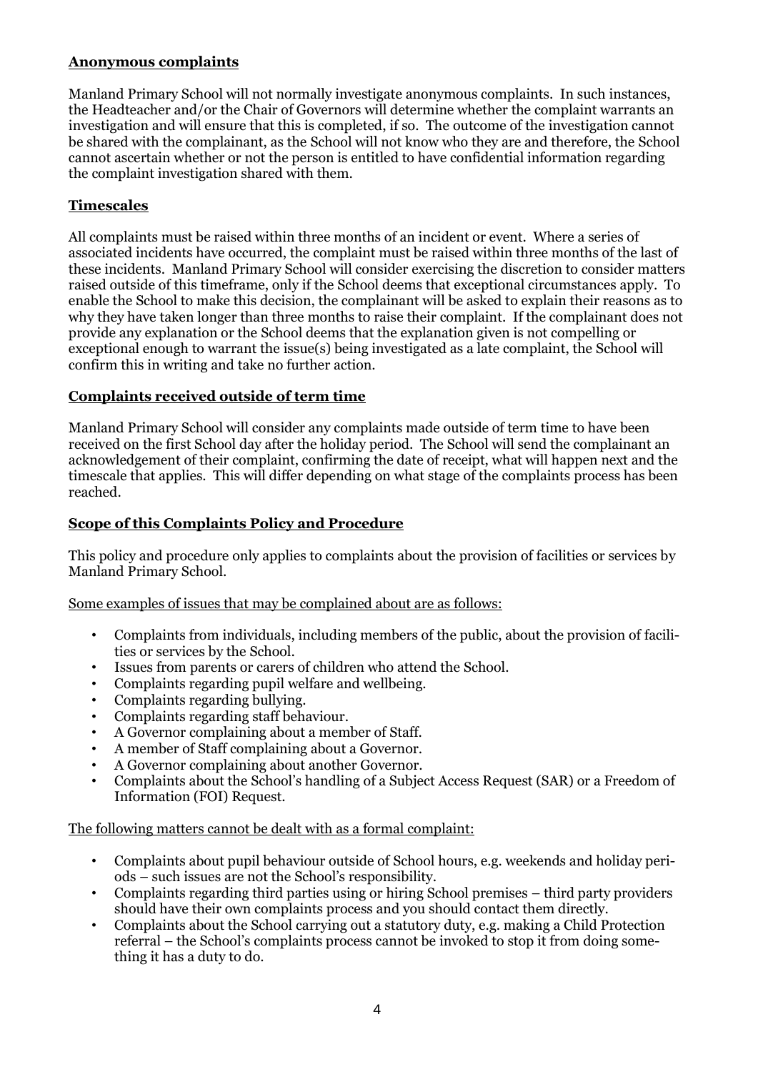## Anonymous complaints

Manland Primary School will not normally investigate anonymous complaints. In such instances, the Headteacher and/or the Chair of Governors will determine whether the complaint warrants an investigation and will ensure that this is completed, if so. The outcome of the investigation cannot be shared with the complainant, as the School will not know who they are and therefore, the School cannot ascertain whether or not the person is entitled to have confidential information regarding the complaint investigation shared with them.

## Timescales

All complaints must be raised within three months of an incident or event. Where a series of associated incidents have occurred, the complaint must be raised within three months of the last of these incidents. Manland Primary School will consider exercising the discretion to consider matters raised outside of this timeframe, only if the School deems that exceptional circumstances apply. To enable the School to make this decision, the complainant will be asked to explain their reasons as to why they have taken longer than three months to raise their complaint. If the complainant does not provide any explanation or the School deems that the explanation given is not compelling or exceptional enough to warrant the issue(s) being investigated as a late complaint, the School will confirm this in writing and take no further action.

## Complaints received outside of term time

Manland Primary School will consider any complaints made outside of term time to have been received on the first School day after the holiday period. The School will send the complainant an acknowledgement of their complaint, confirming the date of receipt, what will happen next and the timescale that applies. This will differ depending on what stage of the complaints process has been reached.

## Scope of this Complaints Policy and Procedure

This policy and procedure only applies to complaints about the provision of facilities or services by Manland Primary School.

Some examples of issues that may be complained about are as follows:

- Complaints from individuals, including members of the public, about the provision of facilities or services by the School.
- Issues from parents or carers of children who attend the School.
- Complaints regarding pupil welfare and wellbeing.
- Complaints regarding bullying.
- Complaints regarding staff behaviour.
- A Governor complaining about a member of Staff.
- A member of Staff complaining about a Governor.
- A Governor complaining about another Governor.
- Complaints about the School's handling of a Subject Access Request (SAR) or a Freedom of Information (FOI) Request.

The following matters cannot be dealt with as a formal complaint:

- Complaints about pupil behaviour outside of School hours, e.g. weekends and holiday periods – such issues are not the School's responsibility.
- Complaints regarding third parties using or hiring School premises – third party providers should have their own complaints process and you should contact them directly.
- Complaints about the School carrying out a statutory duty, e.g. making a Child Protection referral – the School's complaints process cannot be invoked to stop it from doing something it has a duty to do.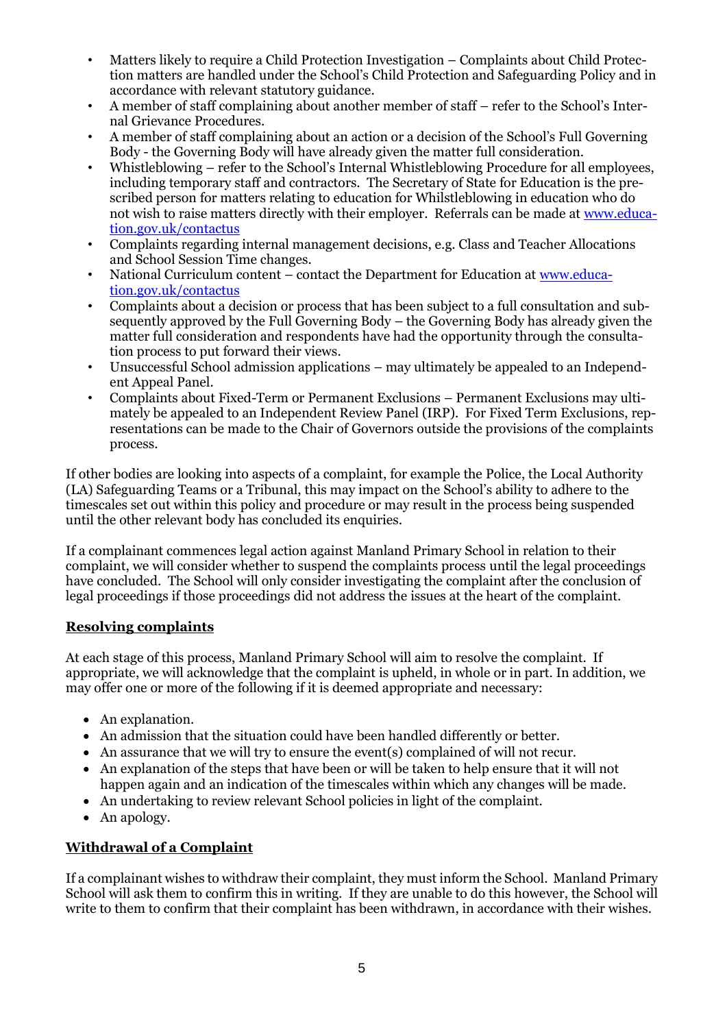- Matters likely to require a Child Protection Investigation – Complaints about Child Protection matters are handled under the School's Child Protection and Safeguarding Policy and in accordance with relevant statutory guidance.
- A member of staff complaining about another member of staff – refer to the School's Internal Grievance Procedures.
- A member of staff complaining about an action or a decision of the School's Full Governing Body - the Governing Body will have already given the matter full consideration.
- Whistleblowing – refer to the School's Internal Whistleblowing Procedure for all employees, including temporary staff and contractors. The Secretary of State for Education is the prescribed person for matters relating to education for Whilstleblowing in education who do not wish to raise matters directly with their employer. Referrals can be made at www.education.gov.uk/contactus
- Complaints regarding internal management decisions, e.g. Class and Teacher Allocations and School Session Time changes.
- National Curriculum content – contact the Department for Education at www.education.gov.uk/contactus
- Complaints about a decision or process that has been subject to a full consultation and subsequently approved by the Full Governing Body – the Governing Body has already given the matter full consideration and respondents have had the opportunity through the consultation process to put forward their views.
- Unsuccessful School admission applications – may ultimately be appealed to an Independent Appeal Panel.
- Complaints about Fixed-Term or Permanent Exclusions – Permanent Exclusions may ultimately be appealed to an Independent Review Panel (IRP). For Fixed Term Exclusions, representations can be made to the Chair of Governors outside the provisions of the complaints process.

If other bodies are looking into aspects of a complaint, for example the Police, the Local Authority (LA) Safeguarding Teams or a Tribunal, this may impact on the School's ability to adhere to the timescales set out within this policy and procedure or may result in the process being suspended until the other relevant body has concluded its enquiries.

If a complainant commences legal action against Manland Primary School in relation to their complaint, we will consider whether to suspend the complaints process until the legal proceedings have concluded. The School will only consider investigating the complaint after the conclusion of legal proceedings if those proceedings did not address the issues at the heart of the complaint.

## Resolving complaints

At each stage of this process, Manland Primary School will aim to resolve the complaint. If appropriate, we will acknowledge that the complaint is upheld, in whole or in part. In addition, we may offer one or more of the following if it is deemed appropriate and necessary:

- An explanation.
- An admission that the situation could have been handled differently or better.
- An assurance that we will try to ensure the event(s) complained of will not recur.
- An explanation of the steps that have been or will be taken to help ensure that it will not happen again and an indication of the timescales within which any changes will be made.
- An undertaking to review relevant School policies in light of the complaint.
- An apology.

## Withdrawal of a Complaint

If a complainant wishes to withdraw their complaint, they must inform the School. Manland Primary School will ask them to confirm this in writing. If they are unable to do this however, the School will write to them to confirm that their complaint has been withdrawn, in accordance with their wishes.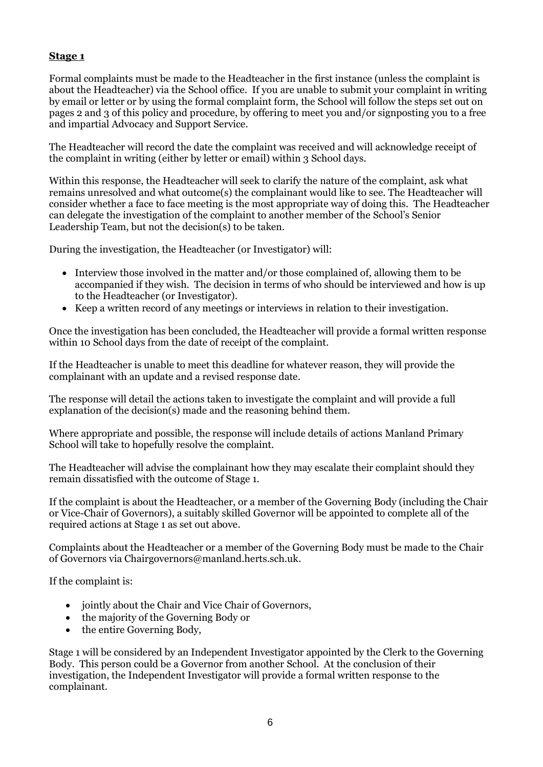**Stage 1**

Formal complaints must be made to the Headteacher in the first instance (unless the complaint is about the Headteacher) via the School office. If you are unable to submit your complaint in writing by email or letter or by using the formal complaint form, the School will follow the steps set out on pages 2 and 3 of this policy and procedure, by offering to meet you and/or signposting you to a free and impartial Advocacy and Support Service.

The Headteacher will record the date the complaint was received and will acknowledge receipt of the complaint in writing (either by letter or email) within 3 School days.

Within this response, the Headteacher will seek to clarify the nature of the complaint, ask what remains unresolved and what outcome(s) the complainant would like to see. The Headteacher will consider whether a face to face meeting is the most appropriate way of doing this. The Headteacher can delegate the investigation of the complaint to another member of the School's Senior Leadership Team, but not the decision(s) to be taken.

During the investigation, the Headteacher (or Investigator) will:

- Interview those involved in the matter and/or those complained of, allowing them to be accompanied if they wish. The decision in terms of who should be interviewed and how is up to the Headteacher (or Investigator).
- Keep a written record of any meetings or interviews in relation to their investigation.

Once the investigation has been concluded, the Headteacher will provide a formal written response within 10 School days from the date of receipt of the complaint.

If the Headteacher is unable to meet this deadline for whatever reason, they will provide the complainant with an update and a revised response date.

The response will detail the actions taken to investigate the complaint and will provide a full explanation of the decision(s) made and the reasoning behind them.

Where appropriate and possible, the response will include details of actions Manland Primary School will take to hopefully resolve the complaint.

The Headteacher will advise the complainant how they may escalate their complaint should they remain dissatisfied with the outcome of Stage 1.

If the complaint is about the Headteacher, or a member of the Governing Body (including the Chair or Vice-Chair of Governors), a suitably skilled Governor will be appointed to complete all of the required actions at Stage 1 as set out above.

Complaints about the Headteacher or a member of the Governing Body must be made to the Chair of Governors via Chairgovernors@manland.herts.sch.uk.

If the complaint is:

- jointly about the Chair and Vice Chair of Governors,
- the majority of the Governing Body or
- the entire Governing Body,

Stage 1 will be considered by an Independent Investigator appointed by the Clerk to the Governing Body. This person could be a Governor from another School. At the conclusion of their investigation, the Independent Investigator will provide a formal written response to the complainant.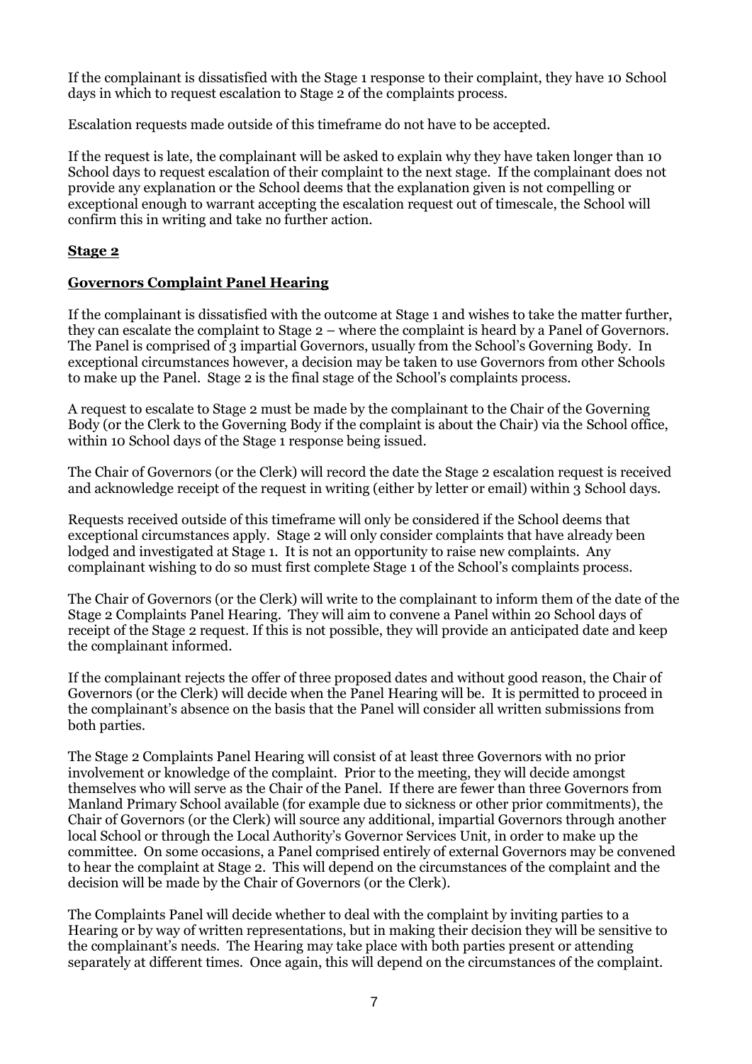If the complainant is dissatisfied with the Stage 1 response to their complaint, they have 10 School days in which to request escalation to Stage 2 of the complaints process.

Escalation requests made outside of this timeframe do not have to be accepted.

If the request is late, the complainant will be asked to explain why they have taken longer than 10 School days to request escalation of their complaint to the next stage. If the complainant does not provide any explanation or the School deems that the explanation given is not compelling or exceptional enough to warrant accepting the escalation request out of timescale, the School will confirm this in writing and take no further action.

## **Stage 2**

## **Governors Complaint Panel Hearing**

If the complainant is dissatisfied with the outcome at Stage 1 and wishes to take the matter further, they can escalate the complaint to Stage 2 – where the complaint is heard by a Panel of Governors. The Panel is comprised of 3 impartial Governors, usually from the School's Governing Body. In exceptional circumstances however, a decision may be taken to use Governors from other Schools to make up the Panel. Stage 2 is the final stage of the School's complaints process.

A request to escalate to Stage 2 must be made by the complainant to the Chair of the Governing Body (or the Clerk to the Governing Body if the complaint is about the Chair) via the School office, within 10 School days of the Stage 1 response being issued.

The Chair of Governors (or the Clerk) will record the date the Stage 2 escalation request is received and acknowledge receipt of the request in writing (either by letter or email) within 3 School days.

Requests received outside of this timeframe will only be considered if the School deems that exceptional circumstances apply. Stage 2 will only consider complaints that have already been lodged and investigated at Stage 1. It is not an opportunity to raise new complaints. Any complainant wishing to do so must first complete Stage 1 of the School's complaints process.

The Chair of Governors (or the Clerk) will write to the complainant to inform them of the date of the Stage 2 Complaints Panel Hearing. They will aim to convene a Panel within 20 School days of receipt of the Stage 2 request. If this is not possible, they will provide an anticipated date and keep the complainant informed.

If the complainant rejects the offer of three proposed dates and without good reason, the Chair of Governors (or the Clerk) will decide when the Panel Hearing will be. It is permitted to proceed in the complainant's absence on the basis that the Panel will consider all written submissions from both parties.

The Stage 2 Complaints Panel Hearing will consist of at least three Governors with no prior involvement or knowledge of the complaint. Prior to the meeting, they will decide amongst themselves who will serve as the Chair of the Panel. If there are fewer than three Governors from Manland Primary School available (for example due to sickness or other prior commitments), the Chair of Governors (or the Clerk) will source any additional, impartial Governors through another local School or through the Local Authority's Governor Services Unit, in order to make up the committee. On some occasions, a Panel comprised entirely of external Governors may be convened to hear the complaint at Stage 2. This will depend on the circumstances of the complaint and the decision will be made by the Chair of Governors (or the Clerk).

The Complaints Panel will decide whether to deal with the complaint by inviting parties to a Hearing or by way of written representations, but in making their decision they will be sensitive to the complainant's needs. The Hearing may take place with both parties present or attending separately at different times. Once again, this will depend on the circumstances of the complaint.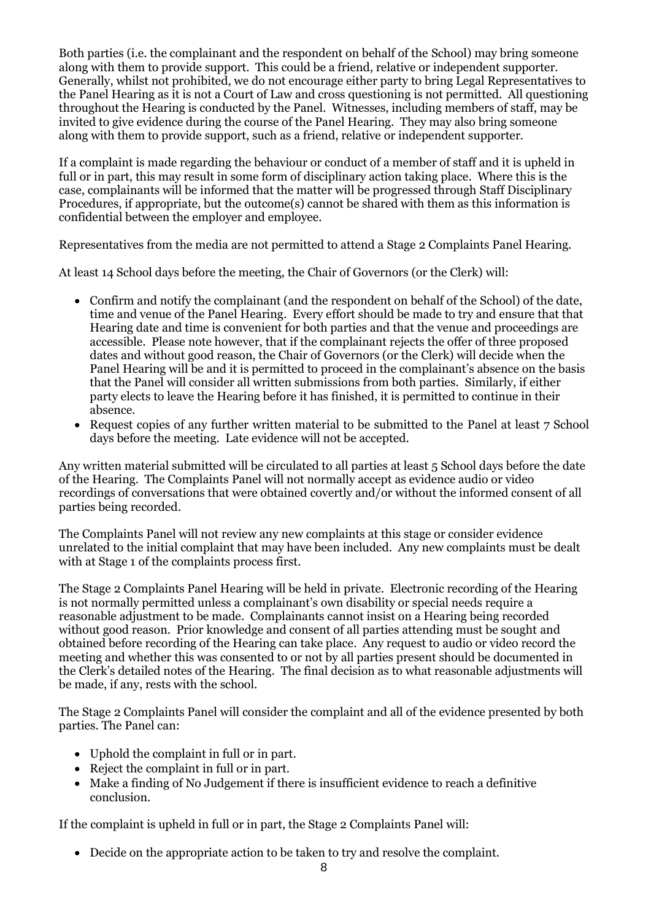Both parties (i.e. the complainant and the respondent on behalf of the School) may bring someone along with them to provide support. This could be a friend, relative or independent supporter. Generally, whilst not prohibited, we do not encourage either party to bring Legal Representatives to the Panel Hearing as it is not a Court of Law and cross questioning is not permitted. All questioning throughout the Hearing is conducted by the Panel. Witnesses, including members of staff, may be invited to give evidence during the course of the Panel Hearing. They may also bring someone along with them to provide support, such as a friend, relative or independent supporter.

If a complaint is made regarding the behaviour or conduct of a member of staff and it is upheld in full or in part, this may result in some form of disciplinary action taking place. Where this is the case, complainants will be informed that the matter will be progressed through Staff Disciplinary Procedures, if appropriate, but the outcome(s) cannot be shared with them as this information is confidential between the employer and employee.

Representatives from the media are not permitted to attend a Stage 2 Complaints Panel Hearing.

At least 14 School days before the meeting, the Chair of Governors (or the Clerk) will:

- Confirm and notify the complainant (and the respondent on behalf of the School) of the date, time and venue of the Panel Hearing. Every effort should be made to try and ensure that that Hearing date and time is convenient for both parties and that the venue and proceedings are accessible. Please note however, that if the complainant rejects the offer of three proposed dates and without good reason, the Chair of Governors (or the Clerk) will decide when the Panel Hearing will be and it is permitted to proceed in the complainant's absence on the basis that the Panel will consider all written submissions from both parties. Similarly, if either party elects to leave the Hearing before it has finished, it is permitted to continue in their absence.
- Request copies of any further written material to be submitted to the Panel at least 7 School days before the meeting. Late evidence will not be accepted.

Any written material submitted will be circulated to all parties at least 5 School days before the date of the Hearing. The Complaints Panel will not normally accept as evidence audio or video recordings of conversations that were obtained covertly and/or without the informed consent of all parties being recorded.

The Complaints Panel will not review any new complaints at this stage or consider evidence unrelated to the initial complaint that may have been included. Any new complaints must be dealt with at Stage 1 of the complaints process first.

The Stage 2 Complaints Panel Hearing will be held in private. Electronic recording of the Hearing is not normally permitted unless a complainant's own disability or special needs require a reasonable adjustment to be made. Complainants cannot insist on a Hearing being recorded without good reason. Prior knowledge and consent of all parties attending must be sought and obtained before recording of the Hearing can take place. Any request to audio or video record the meeting and whether this was consented to or not by all parties present should be documented in the Clerk's detailed notes of the Hearing. The final decision as to what reasonable adjustments will be made, if any, rests with the school.

The Stage 2 Complaints Panel will consider the complaint and all of the evidence presented by both parties. The Panel can:

- Uphold the complaint in full or in part.
- Reject the complaint in full or in part.
- Make a finding of No Judgement if there is insufficient evidence to reach a definitive conclusion.

If the complaint is upheld in full or in part, the Stage 2 Complaints Panel will:

- Decide on the appropriate action to be taken to try and resolve the complaint.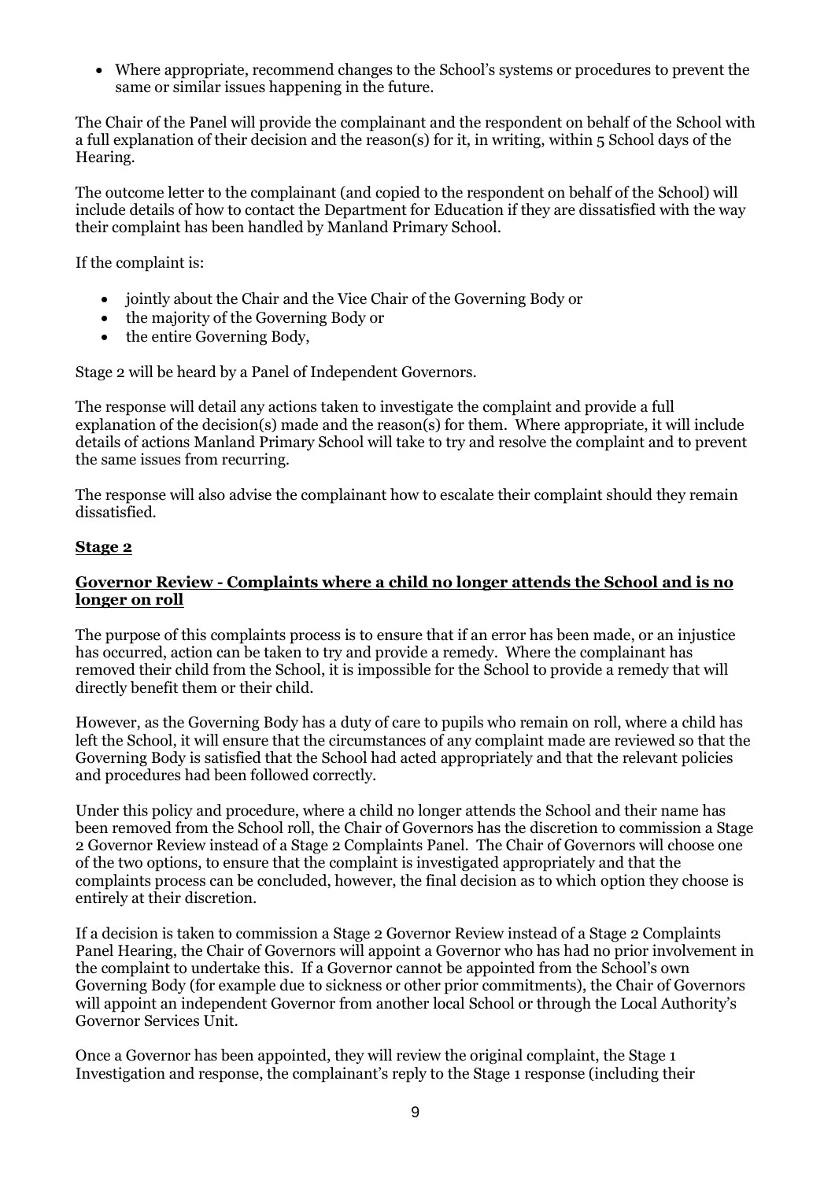- Where appropriate, recommend changes to the School's systems or procedures to prevent the same or similar issues happening in the future.

The Chair of the Panel will provide the complainant and the respondent on behalf of the School with a full explanation of their decision and the reason(s) for it, in writing, within 5 School days of the Hearing.

The outcome letter to the complainant (and copied to the respondent on behalf of the School) will include details of how to contact the Department for Education if they are dissatisfied with the way their complaint has been handled by Manland Primary School.

If the complaint is:

- jointly about the Chair and the Vice Chair of the Governing Body or
- the majority of the Governing Body or
- the entire Governing Body,

Stage 2 will be heard by a Panel of Independent Governors.

The response will detail any actions taken to investigate the complaint and provide a full explanation of the decision(s) made and the reason(s) for them. Where appropriate, it will include details of actions Manland Primary School will take to try and resolve the complaint and to prevent the same issues from recurring.

The response will also advise the complainant how to escalate their complaint should they remain dissatisfied.

**Stage 2**

**Governor Review - Complaints where a child no longer attends the School and is no longer on roll**

The purpose of this complaints process is to ensure that if an error has been made, or an injustice has occurred, action can be taken to try and provide a remedy. Where the complainant has removed their child from the School, it is impossible for the School to provide a remedy that will directly benefit them or their child.

However, as the Governing Body has a duty of care to pupils who remain on roll, where a child has left the School, it will ensure that the circumstances of any complaint made are reviewed so that the Governing Body is satisfied that the School had acted appropriately and that the relevant policies and procedures had been followed correctly.

Under this policy and procedure, where a child no longer attends the School and their name has been removed from the School roll, the Chair of Governors has the discretion to commission a Stage 2 Governor Review instead of a Stage 2 Complaints Panel. The Chair of Governors will choose one of the two options, to ensure that the complaint is investigated appropriately and that the complaints process can be concluded, however, the final decision as to which option they choose is entirely at their discretion.

If a decision is taken to commission a Stage 2 Governor Review instead of a Stage 2 Complaints Panel Hearing, the Chair of Governors will appoint a Governor who has had no prior involvement in the complaint to undertake this. If a Governor cannot be appointed from the School's own Governing Body (for example due to sickness or other prior commitments), the Chair of Governors will appoint an independent Governor from another local School or through the Local Authority's Governor Services Unit.

Once a Governor has been appointed, they will review the original complaint, the Stage 1 Investigation and response, the complainant's reply to the Stage 1 response (including their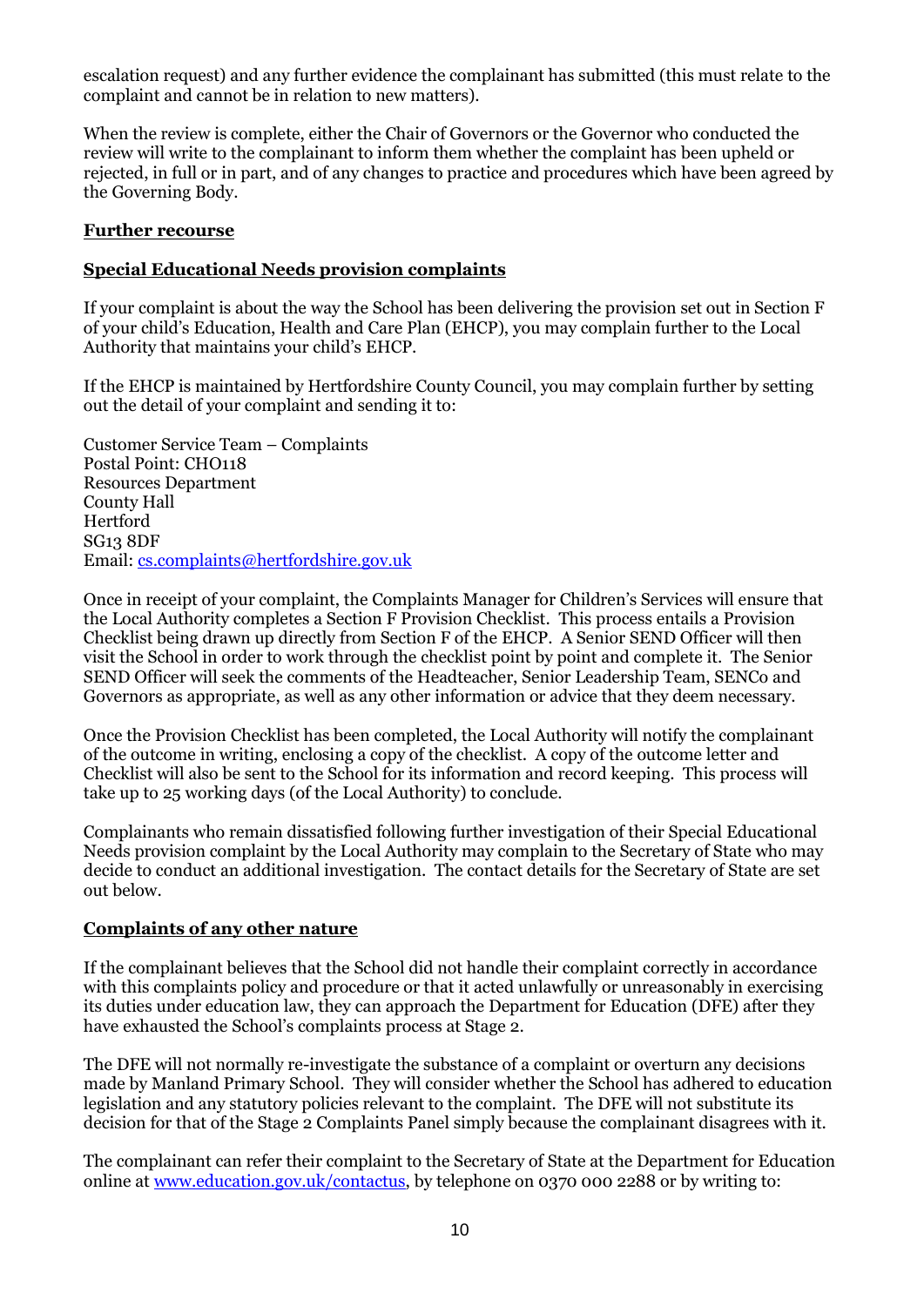escalation request) and any further evidence the complainant has submitted (this must relate to the complaint and cannot be in relation to new matters).

When the review is complete, either the Chair of Governors or the Governor who conducted the review will write to the complainant to inform them whether the complaint has been upheld or rejected, in full or in part, and of any changes to practice and procedures which have been agreed by the Governing Body.

## Further recourse

### Special Educational Needs provision complaints

If your complaint is about the way the School has been delivering the provision set out in Section F of your child's Education, Health and Care Plan (EHCP), you may complain further to the Local Authority that maintains your child's EHCP.

If the EHCP is maintained by Hertfordshire County Council, you may complain further by setting out the detail of your complaint and sending it to:

Customer Service Team – Complaints
Postal Point: CHO118
Resources Department
County Hall
Hertford
SG13 8DF
Email: cs.complaints@hertfordshire.gov.uk

Once in receipt of your complaint, the Complaints Manager for Children's Services will ensure that the Local Authority completes a Section F Provision Checklist. This process entails a Provision Checklist being drawn up directly from Section F of the EHCP. A Senior SEND Officer will then visit the School in order to work through the checklist point by point and complete it. The Senior SEND Officer will seek the comments of the Headteacher, Senior Leadership Team, SENCo and Governors as appropriate, as well as any other information or advice that they deem necessary.

Once the Provision Checklist has been completed, the Local Authority will notify the complainant of the outcome in writing, enclosing a copy of the checklist. A copy of the outcome letter and Checklist will also be sent to the School for its information and record keeping. This process will take up to 25 working days (of the Local Authority) to conclude.

Complainants who remain dissatisfied following further investigation of their Special Educational Needs provision complaint by the Local Authority may complain to the Secretary of State who may decide to conduct an additional investigation. The contact details for the Secretary of State are set out below.

### Complaints of any other nature

If the complainant believes that the School did not handle their complaint correctly in accordance with this complaints policy and procedure or that it acted unlawfully or unreasonably in exercising its duties under education law, they can approach the Department for Education (DFE) after they have exhausted the School's complaints process at Stage 2.

The DFE will not normally re-investigate the substance of a complaint or overturn any decisions made by Manland Primary School. They will consider whether the School has adhered to education legislation and any statutory policies relevant to the complaint. The DFE will not substitute its decision for that of the Stage 2 Complaints Panel simply because the complainant disagrees with it.

The complainant can refer their complaint to the Secretary of State at the Department for Education online at www.education.gov.uk/contactus, by telephone on 0370 000 2288 or by writing to: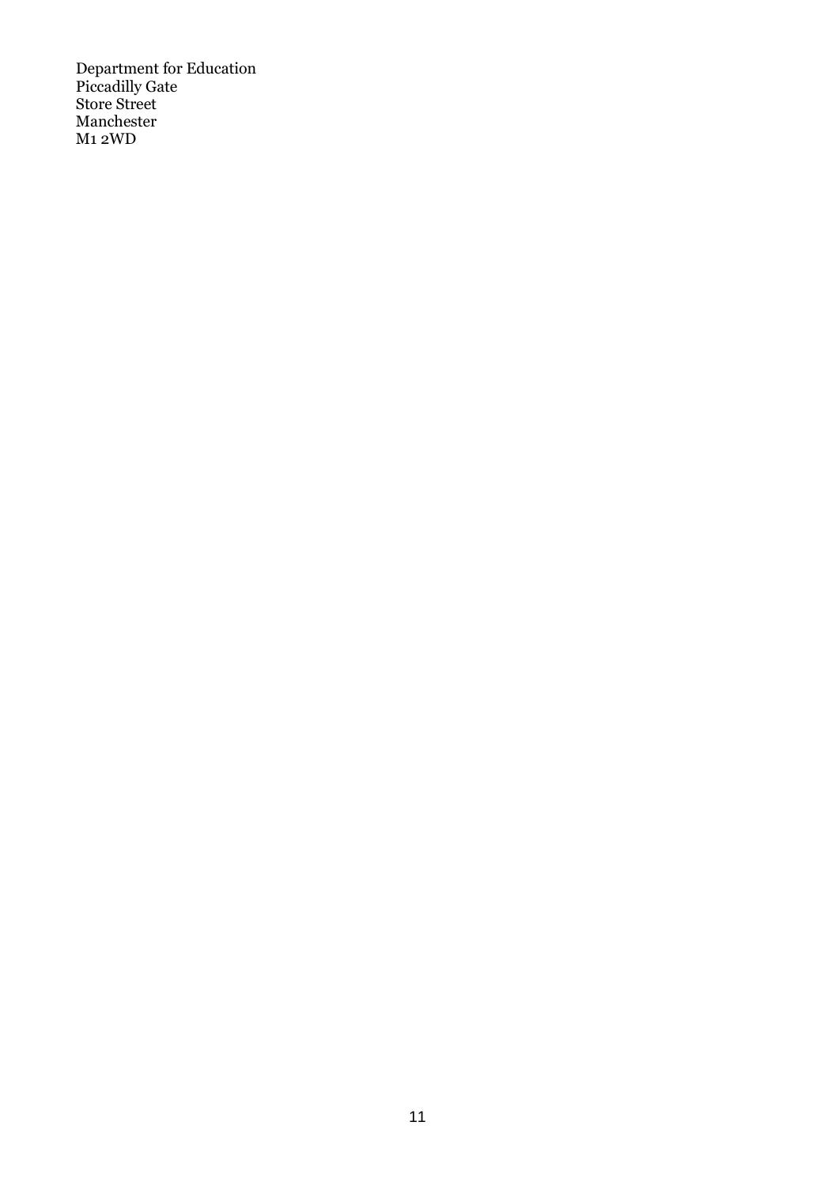Department for Education
Piccadilly Gate
Store Street
Manchester
M1 2WD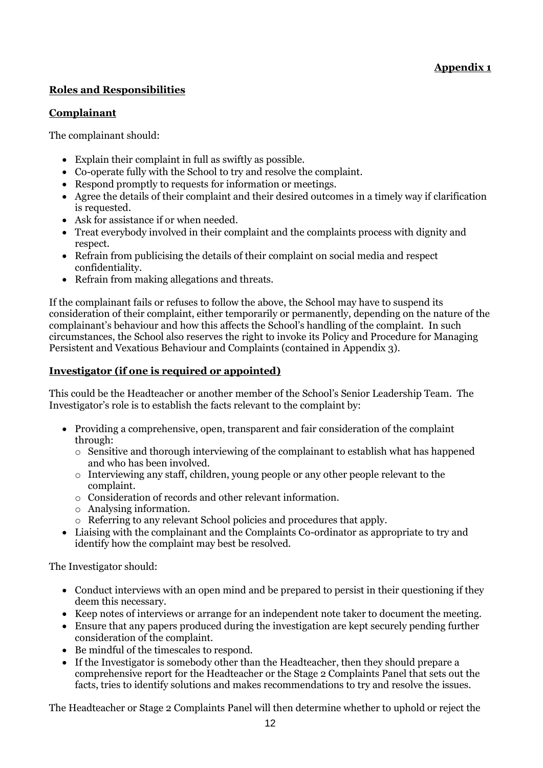**Appendix 1**

## Roles and Responsibilities

### Complainant

The complainant should:

- Explain their complaint in full as swiftly as possible.
- Co-operate fully with the School to try and resolve the complaint.
- Respond promptly to requests for information or meetings.
- Agree the details of their complaint and their desired outcomes in a timely way if clarification is requested.
- Ask for assistance if or when needed.
- Treat everybody involved in their complaint and the complaints process with dignity and respect.
- Refrain from publicising the details of their complaint on social media and respect confidentiality.
- Refrain from making allegations and threats.

If the complainant fails or refuses to follow the above, the School may have to suspend its consideration of their complaint, either temporarily or permanently, depending on the nature of the complainant's behaviour and how this affects the School's handling of the complaint. In such circumstances, the School also reserves the right to invoke its Policy and Procedure for Managing Persistent and Vexatious Behaviour and Complaints (contained in Appendix 3).

### Investigator (if one is required or appointed)

This could be the Headteacher or another member of the School's Senior Leadership Team. The Investigator's role is to establish the facts relevant to the complaint by:

- Providing a comprehensive, open, transparent and fair consideration of the complaint through:
  - Sensitive and thorough interviewing of the complainant to establish what has happened and who has been involved.
  - Interviewing any staff, children, young people or any other people relevant to the complaint.
  - Consideration of records and other relevant information.
  - Analysing information.
  - Referring to any relevant School policies and procedures that apply.
- Liaising with the complainant and the Complaints Co-ordinator as appropriate to try and identify how the complaint may best be resolved.

The Investigator should:

- Conduct interviews with an open mind and be prepared to persist in their questioning if they deem this necessary.
- Keep notes of interviews or arrange for an independent note taker to document the meeting.
- Ensure that any papers produced during the investigation are kept securely pending further consideration of the complaint.
- Be mindful of the timescales to respond.
- If the Investigator is somebody other than the Headteacher, then they should prepare a comprehensive report for the Headteacher or the Stage 2 Complaints Panel that sets out the facts, tries to identify solutions and makes recommendations to try and resolve the issues.

The Headteacher or Stage 2 Complaints Panel will then determine whether to uphold or reject the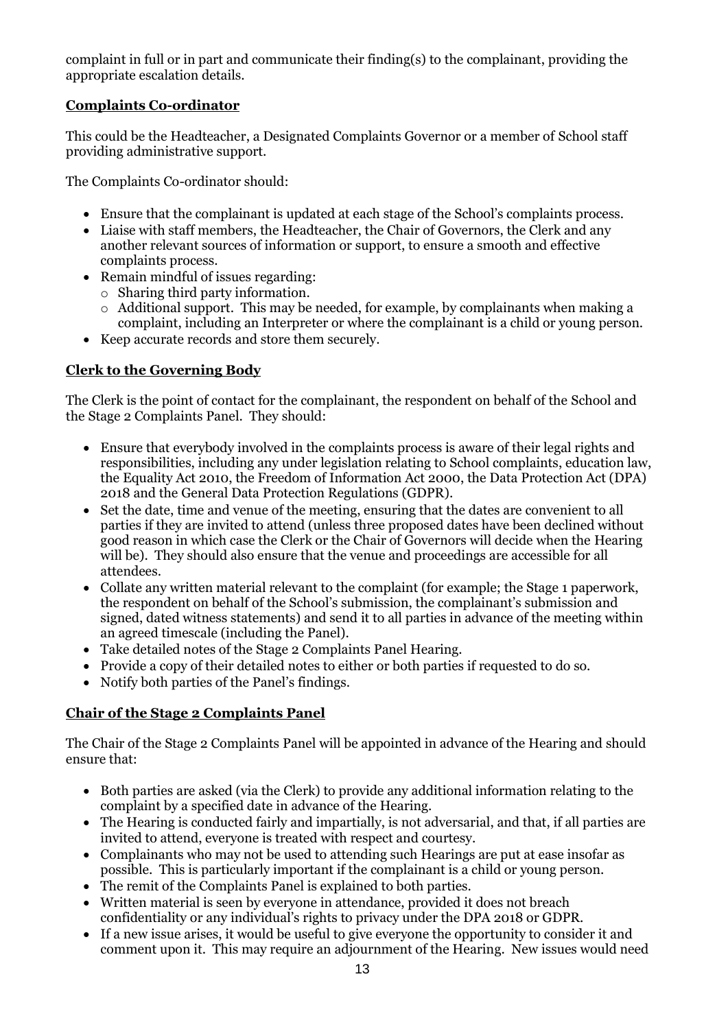complaint in full or in part and communicate their finding(s) to the complainant, providing the appropriate escalation details.

**Complaints Co-ordinator**

This could be the Headteacher, a Designated Complaints Governor or a member of School staff providing administrative support.

The Complaints Co-ordinator should:

- Ensure that the complainant is updated at each stage of the School's complaints process.
- Liaise with staff members, the Headteacher, the Chair of Governors, the Clerk and any another relevant sources of information or support, to ensure a smooth and effective complaints process.
- Remain mindful of issues regarding:
  - Sharing third party information.
  - Additional support. This may be needed, for example, by complainants when making a complaint, including an Interpreter or where the complainant is a child or young person.
- Keep accurate records and store them securely.

**Clerk to the Governing Body**

The Clerk is the point of contact for the complainant, the respondent on behalf of the School and the Stage 2 Complaints Panel. They should:

- Ensure that everybody involved in the complaints process is aware of their legal rights and responsibilities, including any under legislation relating to School complaints, education law, the Equality Act 2010, the Freedom of Information Act 2000, the Data Protection Act (DPA) 2018 and the General Data Protection Regulations (GDPR).
- Set the date, time and venue of the meeting, ensuring that the dates are convenient to all parties if they are invited to attend (unless three proposed dates have been declined without good reason in which case the Clerk or the Chair of Governors will decide when the Hearing will be). They should also ensure that the venue and proceedings are accessible for all attendees.
- Collate any written material relevant to the complaint (for example; the Stage 1 paperwork, the respondent on behalf of the School's submission, the complainant's submission and signed, dated witness statements) and send it to all parties in advance of the meeting within an agreed timescale (including the Panel).
- Take detailed notes of the Stage 2 Complaints Panel Hearing.
- Provide a copy of their detailed notes to either or both parties if requested to do so.
- Notify both parties of the Panel's findings.

**Chair of the Stage 2 Complaints Panel**

The Chair of the Stage 2 Complaints Panel will be appointed in advance of the Hearing and should ensure that:

- Both parties are asked (via the Clerk) to provide any additional information relating to the complaint by a specified date in advance of the Hearing.
- The Hearing is conducted fairly and impartially, is not adversarial, and that, if all parties are invited to attend, everyone is treated with respect and courtesy.
- Complainants who may not be used to attending such Hearings are put at ease insofar as possible. This is particularly important if the complainant is a child or young person.
- The remit of the Complaints Panel is explained to both parties.
- Written material is seen by everyone in attendance, provided it does not breach confidentiality or any individual's rights to privacy under the DPA 2018 or GDPR.
- If a new issue arises, it would be useful to give everyone the opportunity to consider it and comment upon it. This may require an adjournment of the Hearing. New issues would need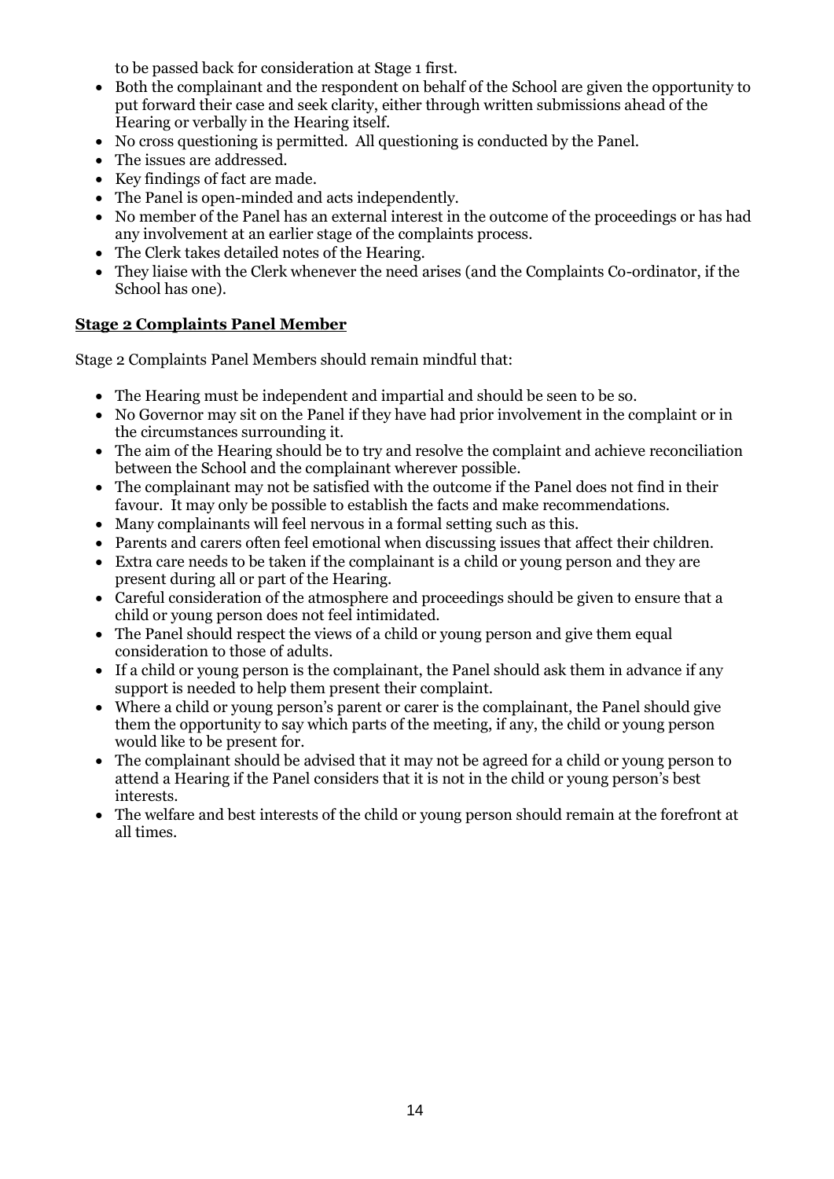to be passed back for consideration at Stage 1 first.

- Both the complainant and the respondent on behalf of the School are given the opportunity to put forward their case and seek clarity, either through written submissions ahead of the Hearing or verbally in the Hearing itself.
- No cross questioning is permitted. All questioning is conducted by the Panel.
- The issues are addressed.
- Key findings of fact are made.
- The Panel is open-minded and acts independently.
- No member of the Panel has an external interest in the outcome of the proceedings or has had any involvement at an earlier stage of the complaints process.
- The Clerk takes detailed notes of the Hearing.
- They liaise with the Clerk whenever the need arises (and the Complaints Co-ordinator, if the School has one).

**Stage 2 Complaints Panel Member**

Stage 2 Complaints Panel Members should remain mindful that:

- The Hearing must be independent and impartial and should be seen to be so.
- No Governor may sit on the Panel if they have had prior involvement in the complaint or in the circumstances surrounding it.
- The aim of the Hearing should be to try and resolve the complaint and achieve reconciliation between the School and the complainant wherever possible.
- The complainant may not be satisfied with the outcome if the Panel does not find in their favour. It may only be possible to establish the facts and make recommendations.
- Many complainants will feel nervous in a formal setting such as this.
- Parents and carers often feel emotional when discussing issues that affect their children.
- Extra care needs to be taken if the complainant is a child or young person and they are present during all or part of the Hearing.
- Careful consideration of the atmosphere and proceedings should be given to ensure that a child or young person does not feel intimidated.
- The Panel should respect the views of a child or young person and give them equal consideration to those of adults.
- If a child or young person is the complainant, the Panel should ask them in advance if any support is needed to help them present their complaint.
- Where a child or young person's parent or carer is the complainant, the Panel should give them the opportunity to say which parts of the meeting, if any, the child or young person would like to be present for.
- The complainant should be advised that it may not be agreed for a child or young person to attend a Hearing if the Panel considers that it is not in the child or young person's best interests.
- The welfare and best interests of the child or young person should remain at the forefront at all times.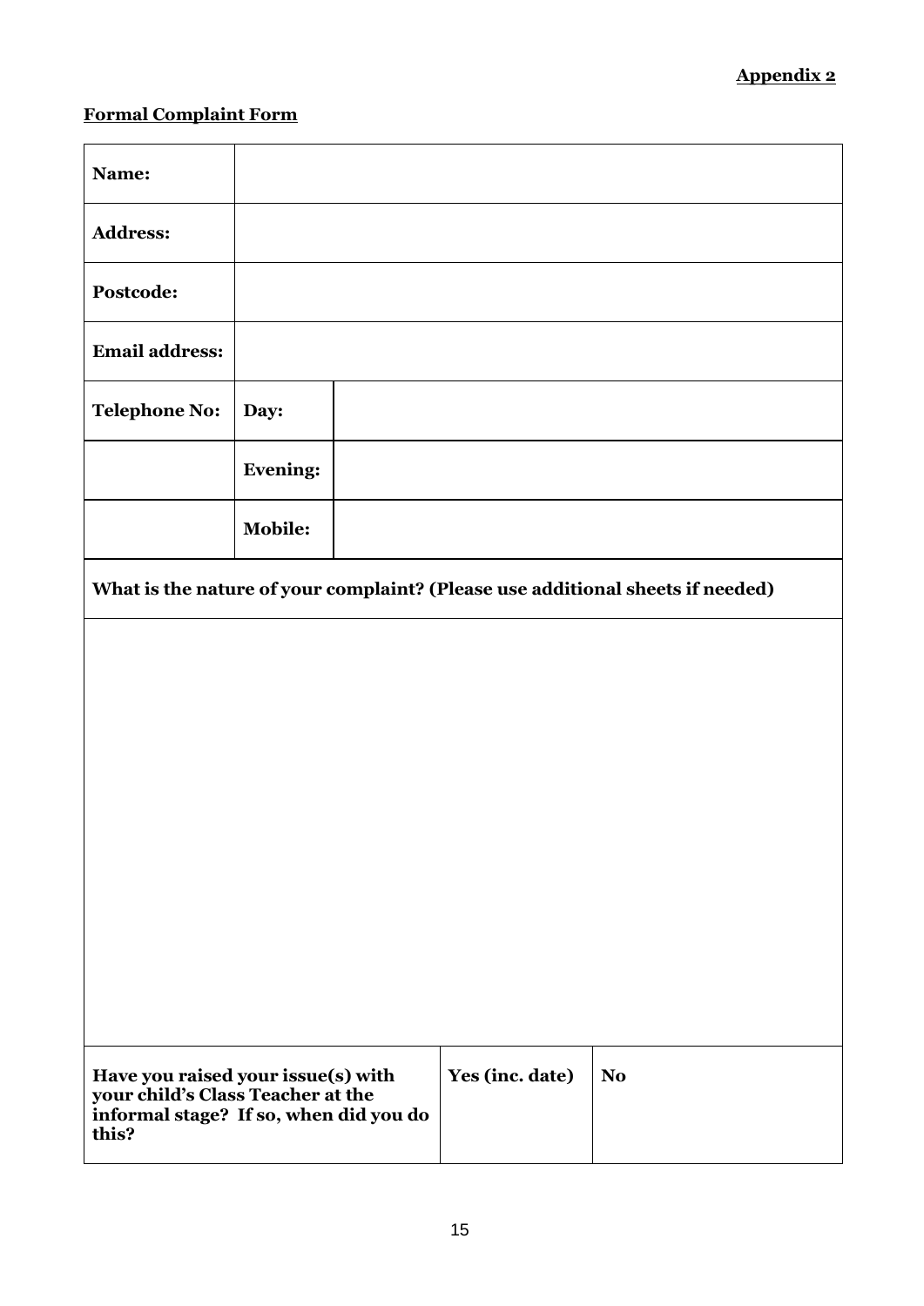**Appendix 2**

**Formal Complaint Form**

| **Name:** | | | |
|---|---|---|---|
| **Address:** | | | |
| **Postcode:** | | | |
| **Email address:** | | | |
| **Telephone No:** | **Day:** | | |
| | **Evening:** | | |
| | **Mobile:** | | |

**What is the nature of your complaint? (Please use additional sheets if needed)**

| | | |
|---|---|---|
| **Have you raised your issue(s) with your child's Class Teacher at the informal stage? If so, when did you do this?** | **Yes (inc. date)** | **No** |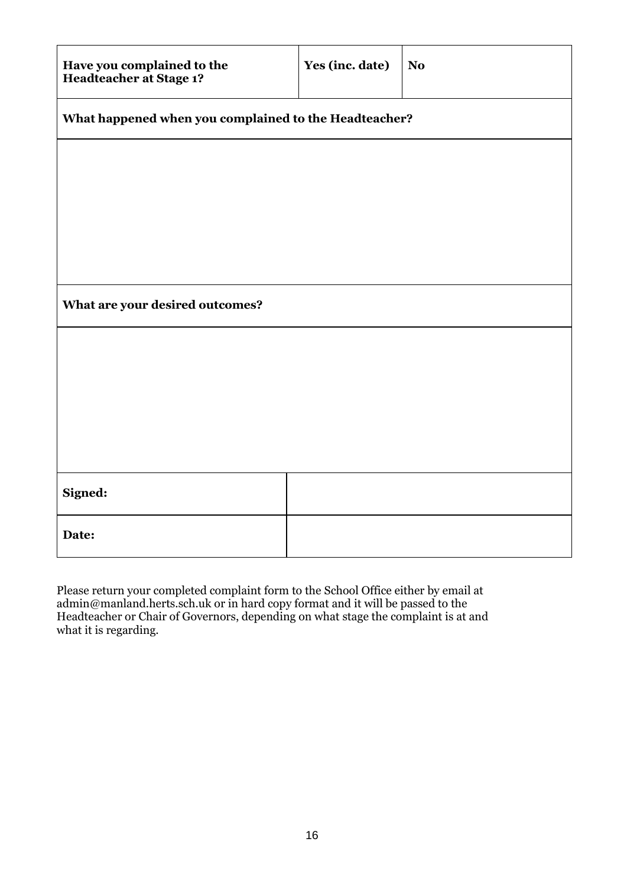| **Have you complained to the Headteacher at Stage 1?** | **Yes (inc. date)** | **No** |
|---|---|---|
| **What happened when you complained to the Headteacher?** | | |
| | | |
| **What are your desired outcomes?** | | |
| | | |
| **Signed:** | | |
| **Date:** | | |

Please return your completed complaint form to the School Office either by email at admin@manland.herts.sch.uk or in hard copy format and it will be passed to the Headteacher or Chair of Governors, depending on what stage the complaint is at and what it is regarding.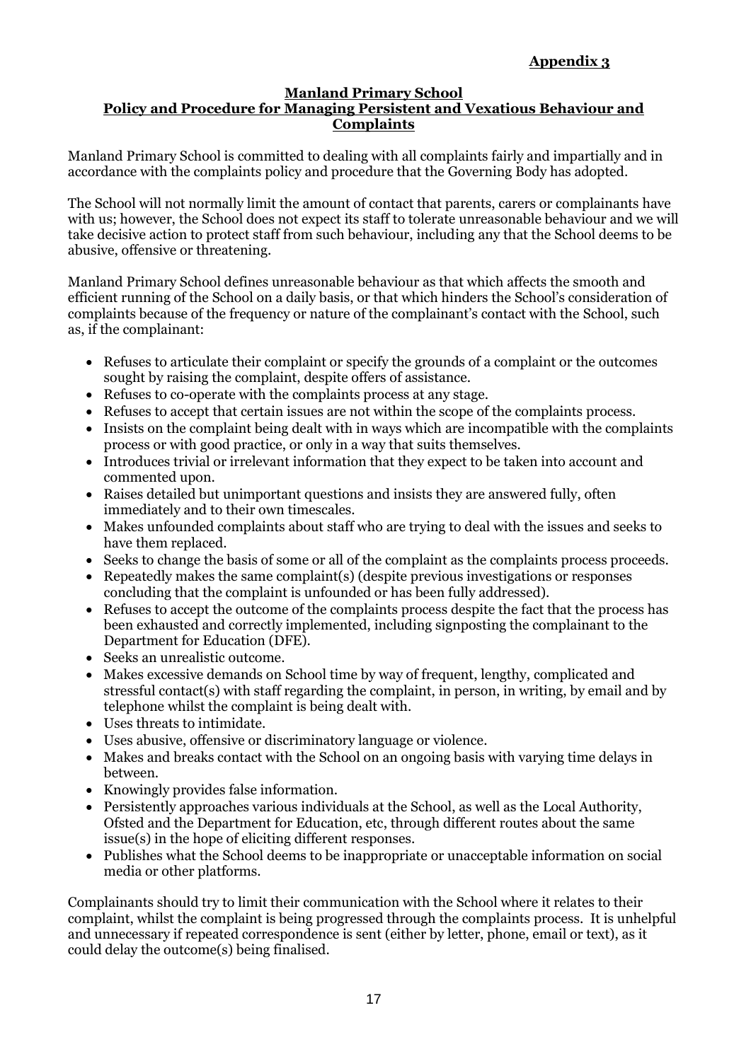**Appendix 3**

# Manland Primary School

## Policy and Procedure for Managing Persistent and Vexatious Behaviour and Complaints

Manland Primary School is committed to dealing with all complaints fairly and impartially and in accordance with the complaints policy and procedure that the Governing Body has adopted.

The School will not normally limit the amount of contact that parents, carers or complainants have with us; however, the School does not expect its staff to tolerate unreasonable behaviour and we will take decisive action to protect staff from such behaviour, including any that the School deems to be abusive, offensive or threatening.

Manland Primary School defines unreasonable behaviour as that which affects the smooth and efficient running of the School on a daily basis, or that which hinders the School's consideration of complaints because of the frequency or nature of the complainant's contact with the School, such as, if the complainant:

- Refuses to articulate their complaint or specify the grounds of a complaint or the outcomes sought by raising the complaint, despite offers of assistance.
- Refuses to co-operate with the complaints process at any stage.
- Refuses to accept that certain issues are not within the scope of the complaints process.
- Insists on the complaint being dealt with in ways which are incompatible with the complaints process or with good practice, or only in a way that suits themselves.
- Introduces trivial or irrelevant information that they expect to be taken into account and commented upon.
- Raises detailed but unimportant questions and insists they are answered fully, often immediately and to their own timescales.
- Makes unfounded complaints about staff who are trying to deal with the issues and seeks to have them replaced.
- Seeks to change the basis of some or all of the complaint as the complaints process proceeds.
- Repeatedly makes the same complaint(s) (despite previous investigations or responses concluding that the complaint is unfounded or has been fully addressed).
- Refuses to accept the outcome of the complaints process despite the fact that the process has been exhausted and correctly implemented, including signposting the complainant to the Department for Education (DFE).
- Seeks an unrealistic outcome.
- Makes excessive demands on School time by way of frequent, lengthy, complicated and stressful contact(s) with staff regarding the complaint, in person, in writing, by email and by telephone whilst the complaint is being dealt with.
- Uses threats to intimidate.
- Uses abusive, offensive or discriminatory language or violence.
- Makes and breaks contact with the School on an ongoing basis with varying time delays in between.
- Knowingly provides false information.
- Persistently approaches various individuals at the School, as well as the Local Authority, Ofsted and the Department for Education, etc, through different routes about the same issue(s) in the hope of eliciting different responses.
- Publishes what the School deems to be inappropriate or unacceptable information on social media or other platforms.

Complainants should try to limit their communication with the School where it relates to their complaint, whilst the complaint is being progressed through the complaints process. It is unhelpful and unnecessary if repeated correspondence is sent (either by letter, phone, email or text), as it could delay the outcome(s) being finalised.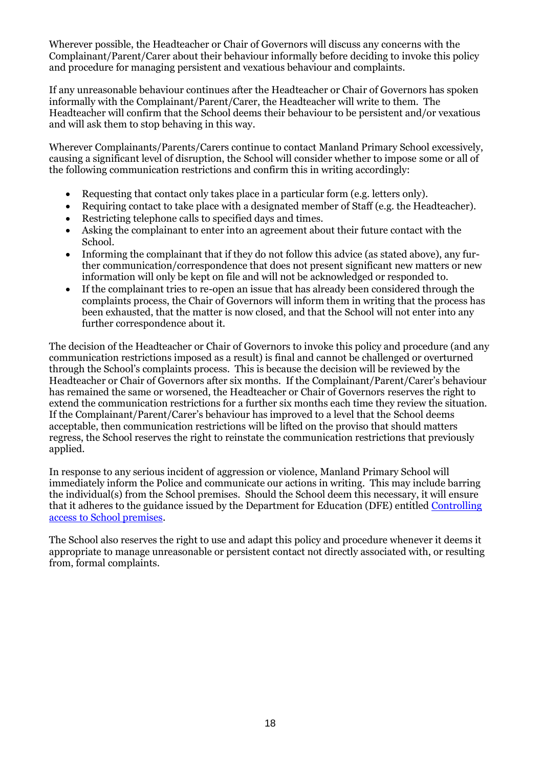Wherever possible, the Headteacher or Chair of Governors will discuss any concerns with the Complainant/Parent/Carer about their behaviour informally before deciding to invoke this policy and procedure for managing persistent and vexatious behaviour and complaints.

If any unreasonable behaviour continues after the Headteacher or Chair of Governors has spoken informally with the Complainant/Parent/Carer, the Headteacher will write to them. The Headteacher will confirm that the School deems their behaviour to be persistent and/or vexatious and will ask them to stop behaving in this way.

Wherever Complainants/Parents/Carers continue to contact Manland Primary School excessively, causing a significant level of disruption, the School will consider whether to impose some or all of the following communication restrictions and confirm this in writing accordingly:

- Requesting that contact only takes place in a particular form (e.g. letters only).
- Requiring contact to take place with a designated member of Staff (e.g. the Headteacher).
- Restricting telephone calls to specified days and times.
- Asking the complainant to enter into an agreement about their future contact with the School.
- Informing the complainant that if they do not follow this advice (as stated above), any further communication/correspondence that does not present significant new matters or new information will only be kept on file and will not be acknowledged or responded to.
- If the complainant tries to re-open an issue that has already been considered through the complaints process, the Chair of Governors will inform them in writing that the process has been exhausted, that the matter is now closed, and that the School will not enter into any further correspondence about it.

The decision of the Headteacher or Chair of Governors to invoke this policy and procedure (and any communication restrictions imposed as a result) is final and cannot be challenged or overturned through the School's complaints process. This is because the decision will be reviewed by the Headteacher or Chair of Governors after six months. If the Complainant/Parent/Carer's behaviour has remained the same or worsened, the Headteacher or Chair of Governors reserves the right to extend the communication restrictions for a further six months each time they review the situation. If the Complainant/Parent/Carer's behaviour has improved to a level that the School deems acceptable, then communication restrictions will be lifted on the proviso that should matters regress, the School reserves the right to reinstate the communication restrictions that previously applied.

In response to any serious incident of aggression or violence, Manland Primary School will immediately inform the Police and communicate our actions in writing. This may include barring the individual(s) from the School premises. Should the School deem this necessary, it will ensure that it adheres to the guidance issued by the Department for Education (DFE) entitled Controlling access to School premises.

The School also reserves the right to use and adapt this policy and procedure whenever it deems it appropriate to manage unreasonable or persistent contact not directly associated with, or resulting from, formal complaints.